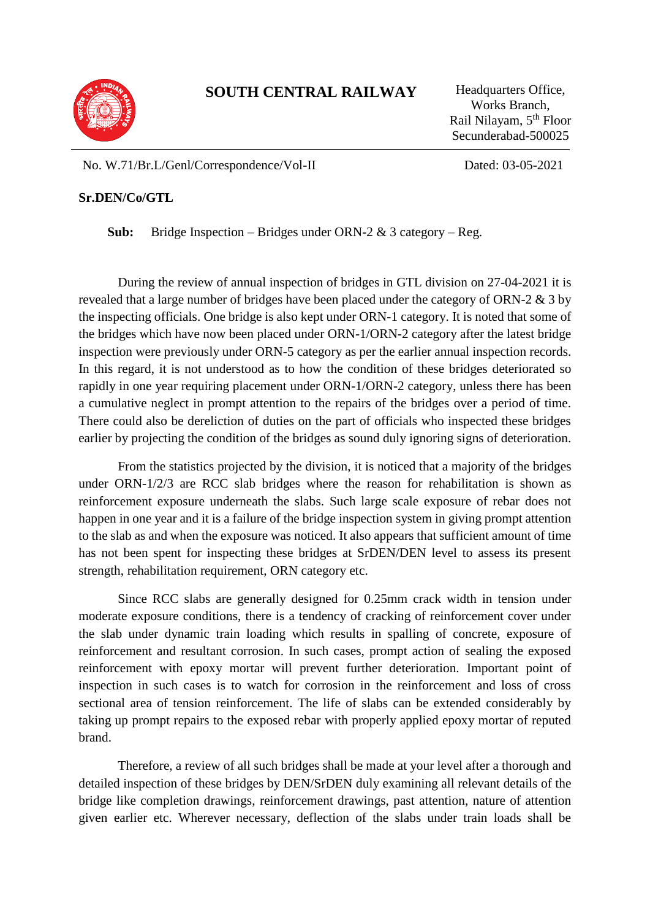# SOUTH CENTRAL RAILWAY

Headquarters Office,
Works Branch,
Rail Nilayam, 5th Floor
Secunderabad-500025

No. W.71/Br.L/Genl/Correspondence/Vol-II

Dated: 03-05-2021

**Sr.DEN/Co/GTL**

**Sub:** Bridge Inspection – Bridges under ORN-2 & 3 category – Reg.

During the review of annual inspection of bridges in GTL division on 27-04-2021 it is revealed that a large number of bridges have been placed under the category of ORN-2 & 3 by the inspecting officials. One bridge is also kept under ORN-1 category. It is noted that some of the bridges which have now been placed under ORN-1/ORN-2 category after the latest bridge inspection were previously under ORN-5 category as per the earlier annual inspection records. In this regard, it is not understood as to how the condition of these bridges deteriorated so rapidly in one year requiring placement under ORN-1/ORN-2 category, unless there has been a cumulative neglect in prompt attention to the repairs of the bridges over a period of time. There could also be dereliction of duties on the part of officials who inspected these bridges earlier by projecting the condition of the bridges as sound duly ignoring signs of deterioration.

From the statistics projected by the division, it is noticed that a majority of the bridges under ORN-1/2/3 are RCC slab bridges where the reason for rehabilitation is shown as reinforcement exposure underneath the slabs. Such large scale exposure of rebar does not happen in one year and it is a failure of the bridge inspection system in giving prompt attention to the slab as and when the exposure was noticed. It also appears that sufficient amount of time has not been spent for inspecting these bridges at SrDEN/DEN level to assess its present strength, rehabilitation requirement, ORN category etc.

Since RCC slabs are generally designed for 0.25mm crack width in tension under moderate exposure conditions, there is a tendency of cracking of reinforcement cover under the slab under dynamic train loading which results in spalling of concrete, exposure of reinforcement and resultant corrosion. In such cases, prompt action of sealing the exposed reinforcement with epoxy mortar will prevent further deterioration. Important point of inspection in such cases is to watch for corrosion in the reinforcement and loss of cross sectional area of tension reinforcement. The life of slabs can be extended considerably by taking up prompt repairs to the exposed rebar with properly applied epoxy mortar of reputed brand.

Therefore, a review of all such bridges shall be made at your level after a thorough and detailed inspection of these bridges by DEN/SrDEN duly examining all relevant details of the bridge like completion drawings, reinforcement drawings, past attention, nature of attention given earlier etc. Wherever necessary, deflection of the slabs under train loads shall be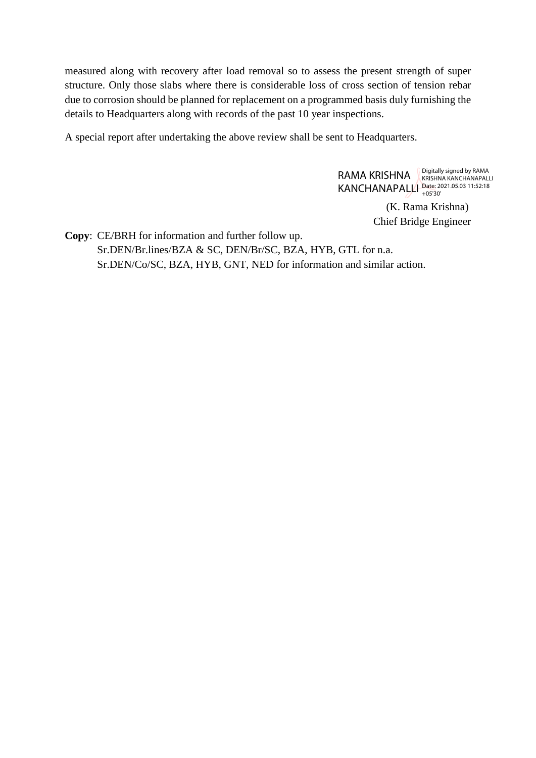measured along with recovery after load removal so to assess the present strength of super structure. Only those slabs where there is considerable loss of cross section of tension rebar due to corrosion should be planned for replacement on a programmed basis duly furnishing the details to Headquarters along with records of the past 10 year inspections.

A special report after undertaking the above review shall be sent to Headquarters.

RAMA KRISHNA KANCHANAPALLI — Digitally signed by RAMA KRISHNA KANCHANAPALLI Date: 2021.05.03 11:52:18 +05'30'

(K. Rama Krishna)
Chief Bridge Engineer

**Copy**: CE/BRH for information and further follow up.
Sr.DEN/Br.lines/BZA & SC, DEN/Br/SC, BZA, HYB, GTL for n.a.
Sr.DEN/Co/SC, BZA, HYB, GNT, NED for information and similar action.